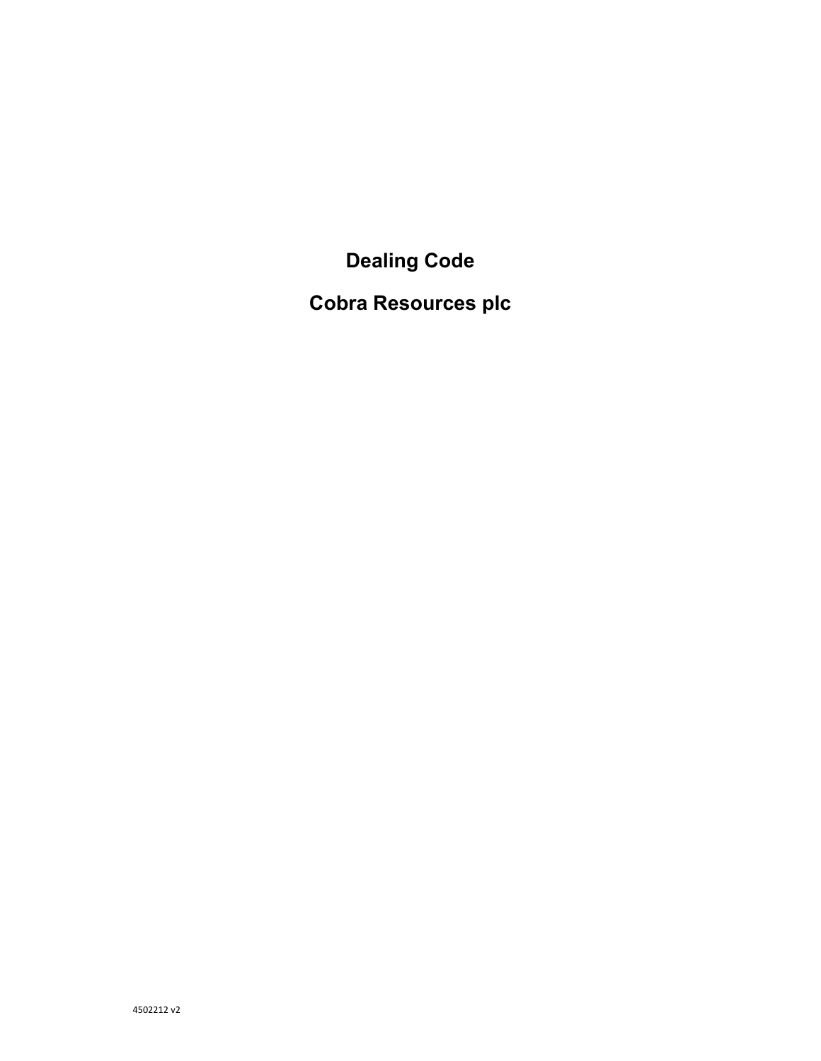# Dealing Code

# Cobra Resources plc

4502212 v2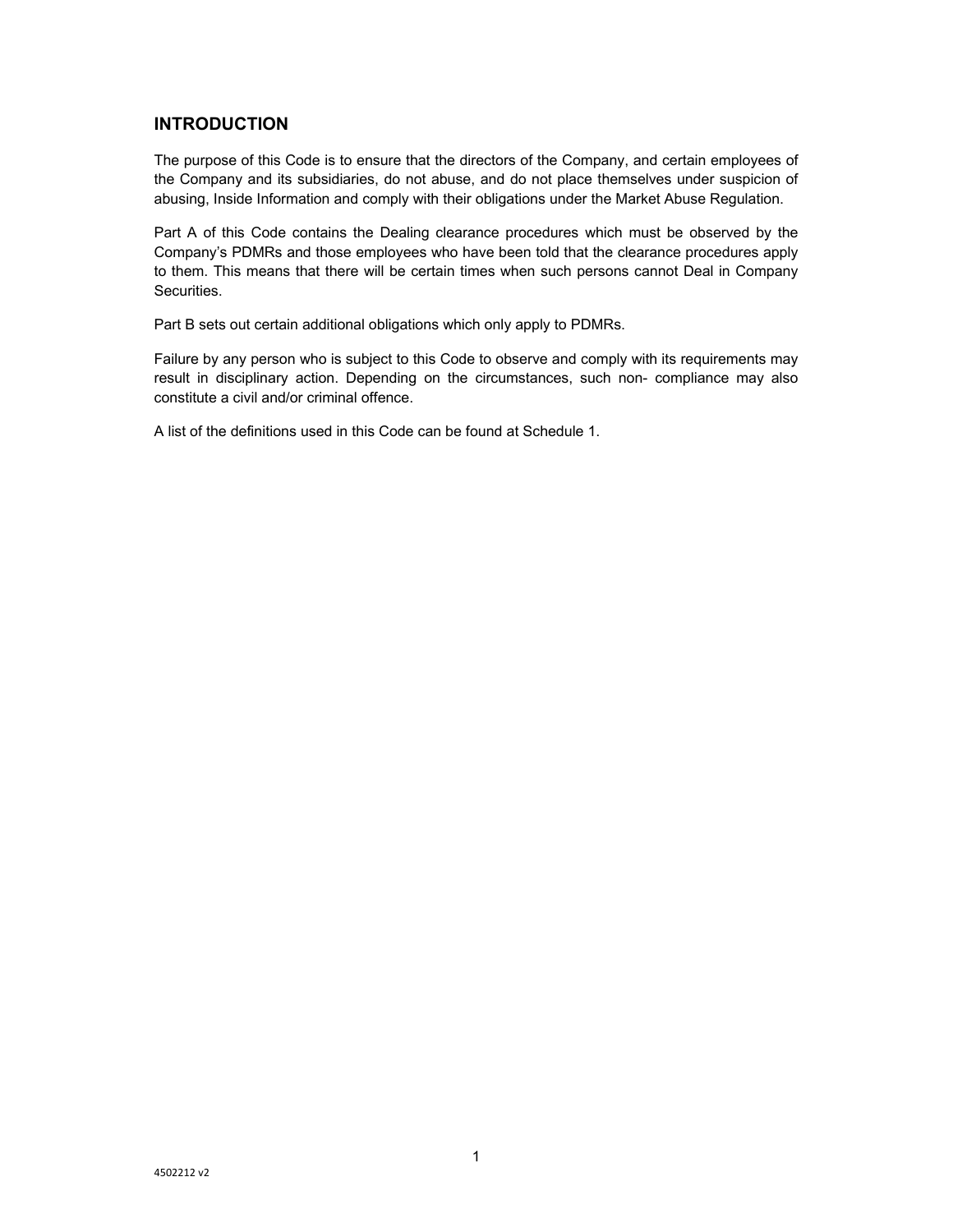## INTRODUCTION

The purpose of this Code is to ensure that the directors of the Company, and certain employees of the Company and its subsidiaries, do not abuse, and do not place themselves under suspicion of abusing, Inside Information and comply with their obligations under the Market Abuse Regulation.

Part A of this Code contains the Dealing clearance procedures which must be observed by the Company's PDMRs and those employees who have been told that the clearance procedures apply to them. This means that there will be certain times when such persons cannot Deal in Company Securities.

Part B sets out certain additional obligations which only apply to PDMRs.

Failure by any person who is subject to this Code to observe and comply with its requirements may result in disciplinary action. Depending on the circumstances, such non- compliance may also constitute a civil and/or criminal offence.

A list of the definitions used in this Code can be found at Schedule 1.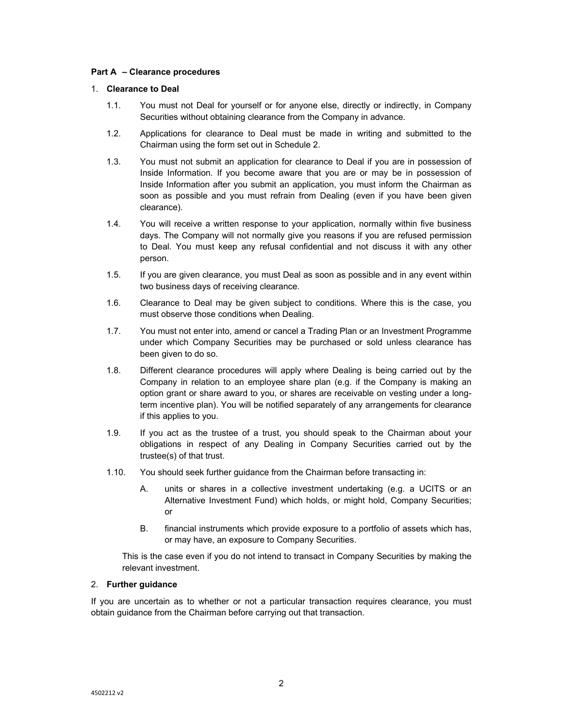**Part A – Clearance procedures**

1. **Clearance to Deal**

   1.1. You must not Deal for yourself or for anyone else, directly or indirectly, in Company Securities without obtaining clearance from the Company in advance.

   1.2. Applications for clearance to Deal must be made in writing and submitted to the Chairman using the form set out in Schedule 2.

   1.3. You must not submit an application for clearance to Deal if you are in possession of Inside Information. If you become aware that you are or may be in possession of Inside Information after you submit an application, you must inform the Chairman as soon as possible and you must refrain from Dealing (even if you have been given clearance).

   1.4. You will receive a written response to your application, normally within five business days. The Company will not normally give you reasons if you are refused permission to Deal. You must keep any refusal confidential and not discuss it with any other person.

   1.5. If you are given clearance, you must Deal as soon as possible and in any event within two business days of receiving clearance.

   1.6. Clearance to Deal may be given subject to conditions. Where this is the case, you must observe those conditions when Dealing.

   1.7. You must not enter into, amend or cancel a Trading Plan or an Investment Programme under which Company Securities may be purchased or sold unless clearance has been given to do so.

   1.8. Different clearance procedures will apply where Dealing is being carried out by the Company in relation to an employee share plan (e.g. if the Company is making an option grant or share award to you, or shares are receivable on vesting under a long-term incentive plan). You will be notified separately of any arrangements for clearance if this applies to you.

   1.9. If you act as the trustee of a trust, you should speak to the Chairman about your obligations in respect of any Dealing in Company Securities carried out by the trustee(s) of that trust.

   1.10. You should seek further guidance from the Chairman before transacting in:

      A. units or shares in a collective investment undertaking (e.g. a UCITS or an Alternative Investment Fund) which holds, or might hold, Company Securities; or

      B. financial instruments which provide exposure to a portfolio of assets which has, or may have, an exposure to Company Securities.

   This is the case even if you do not intend to transact in Company Securities by making the relevant investment.

2. **Further guidance**

If you are uncertain as to whether or not a particular transaction requires clearance, you must obtain guidance from the Chairman before carrying out that transaction.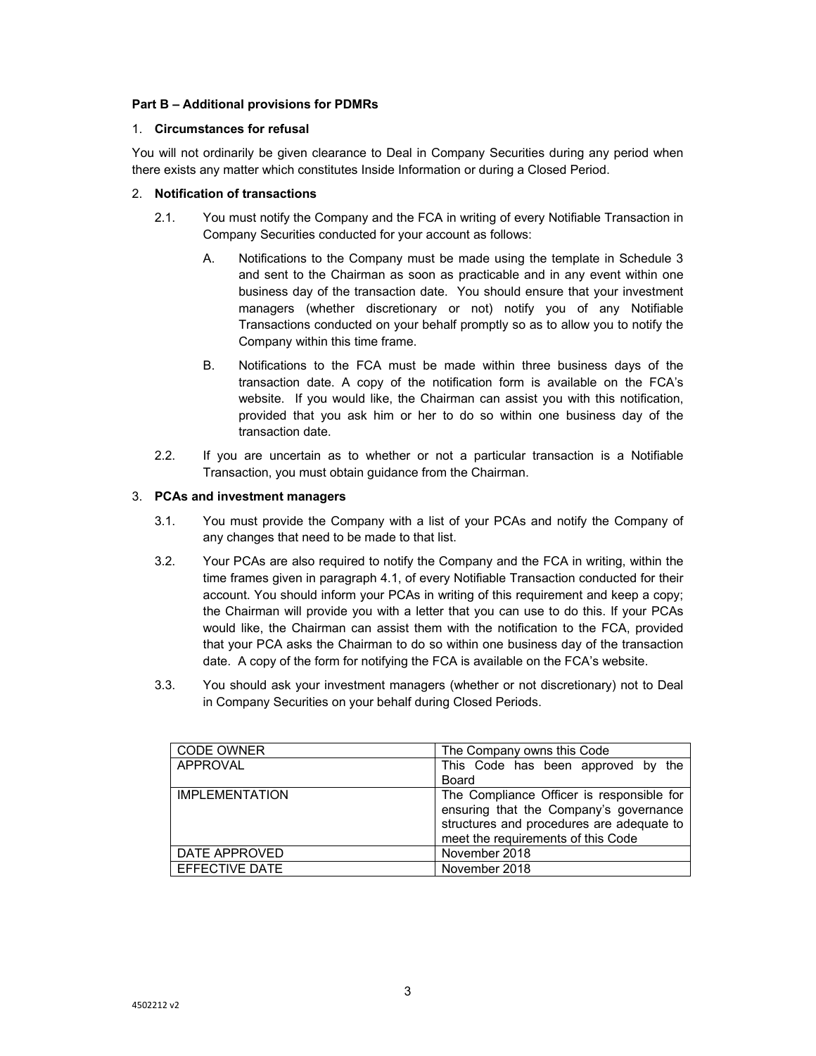**Part B – Additional provisions for PDMRs**

1. **Circumstances for refusal**

You will not ordinarily be given clearance to Deal in Company Securities during any period when there exists any matter which constitutes Inside Information or during a Closed Period.

2. **Notification of transactions**

2.1. You must notify the Company and the FCA in writing of every Notifiable Transaction in Company Securities conducted for your account as follows:

A. Notifications to the Company must be made using the template in Schedule 3 and sent to the Chairman as soon as practicable and in any event within one business day of the transaction date. You should ensure that your investment managers (whether discretionary or not) notify you of any Notifiable Transactions conducted on your behalf promptly so as to allow you to notify the Company within this time frame.

B. Notifications to the FCA must be made within three business days of the transaction date. A copy of the notification form is available on the FCA's website. If you would like, the Chairman can assist you with this notification, provided that you ask him or her to do so within one business day of the transaction date.

2.2. If you are uncertain as to whether or not a particular transaction is a Notifiable Transaction, you must obtain guidance from the Chairman.

3. **PCAs and investment managers**

3.1. You must provide the Company with a list of your PCAs and notify the Company of any changes that need to be made to that list.

3.2. Your PCAs are also required to notify the Company and the FCA in writing, within the time frames given in paragraph 4.1, of every Notifiable Transaction conducted for their account. You should inform your PCAs in writing of this requirement and keep a copy; the Chairman will provide you with a letter that you can use to do this. If your PCAs would like, the Chairman can assist them with the notification to the FCA, provided that your PCA asks the Chairman to do so within one business day of the transaction date. A copy of the form for notifying the FCA is available on the FCA's website.

3.3. You should ask your investment managers (whether or not discretionary) not to Deal in Company Securities on your behalf during Closed Periods.

| | |
|---|---|
| CODE OWNER | The Company owns this Code |
| APPROVAL | This Code has been approved by the Board |
| IMPLEMENTATION | The Compliance Officer is responsible for ensuring that the Company's governance structures and procedures are adequate to meet the requirements of this Code |
| DATE APPROVED | November 2018 |
| EFFECTIVE DATE | November 2018 |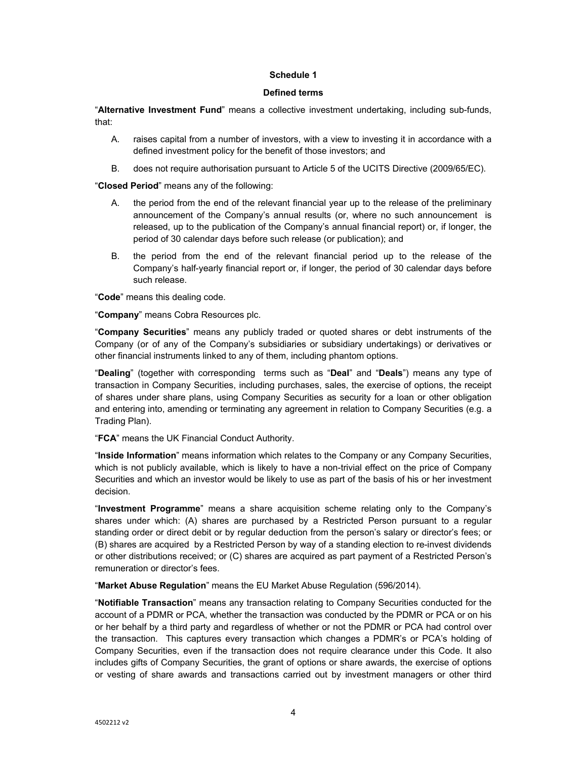## Schedule 1

### Defined terms

"**Alternative Investment Fund**" means a collective investment undertaking, including sub-funds, that:

A. raises capital from a number of investors, with a view to investing it in accordance with a defined investment policy for the benefit of those investors; and

B. does not require authorisation pursuant to Article 5 of the UCITS Directive (2009/65/EC).

"**Closed Period**" means any of the following:

A. the period from the end of the relevant financial year up to the release of the preliminary announcement of the Company's annual results (or, where no such announcement is released, up to the publication of the Company's annual financial report) or, if longer, the period of 30 calendar days before such release (or publication); and

B. the period from the end of the relevant financial period up to the release of the Company's half-yearly financial report or, if longer, the period of 30 calendar days before such release.

"**Code**" means this dealing code.

"**Company**" means Cobra Resources plc.

"**Company Securities**" means any publicly traded or quoted shares or debt instruments of the Company (or of any of the Company's subsidiaries or subsidiary undertakings) or derivatives or other financial instruments linked to any of them, including phantom options.

"**Dealing**" (together with corresponding terms such as "**Deal**" and "**Deals**") means any type of transaction in Company Securities, including purchases, sales, the exercise of options, the receipt of shares under share plans, using Company Securities as security for a loan or other obligation and entering into, amending or terminating any agreement in relation to Company Securities (e.g. a Trading Plan).

"**FCA**" means the UK Financial Conduct Authority.

"**Inside Information**" means information which relates to the Company or any Company Securities, which is not publicly available, which is likely to have a non-trivial effect on the price of Company Securities and which an investor would be likely to use as part of the basis of his or her investment decision.

"**Investment Programme**" means a share acquisition scheme relating only to the Company's shares under which: (A) shares are purchased by a Restricted Person pursuant to a regular standing order or direct debit or by regular deduction from the person's salary or director's fees; or (B) shares are acquired by a Restricted Person by way of a standing election to re-invest dividends or other distributions received; or (C) shares are acquired as part payment of a Restricted Person's remuneration or director's fees.

"**Market Abuse Regulation**" means the EU Market Abuse Regulation (596/2014).

"**Notifiable Transaction**" means any transaction relating to Company Securities conducted for the account of a PDMR or PCA, whether the transaction was conducted by the PDMR or PCA or on his or her behalf by a third party and regardless of whether or not the PDMR or PCA had control over the transaction. This captures every transaction which changes a PDMR's or PCA's holding of Company Securities, even if the transaction does not require clearance under this Code. It also includes gifts of Company Securities, the grant of options or share awards, the exercise of options or vesting of share awards and transactions carried out by investment managers or other third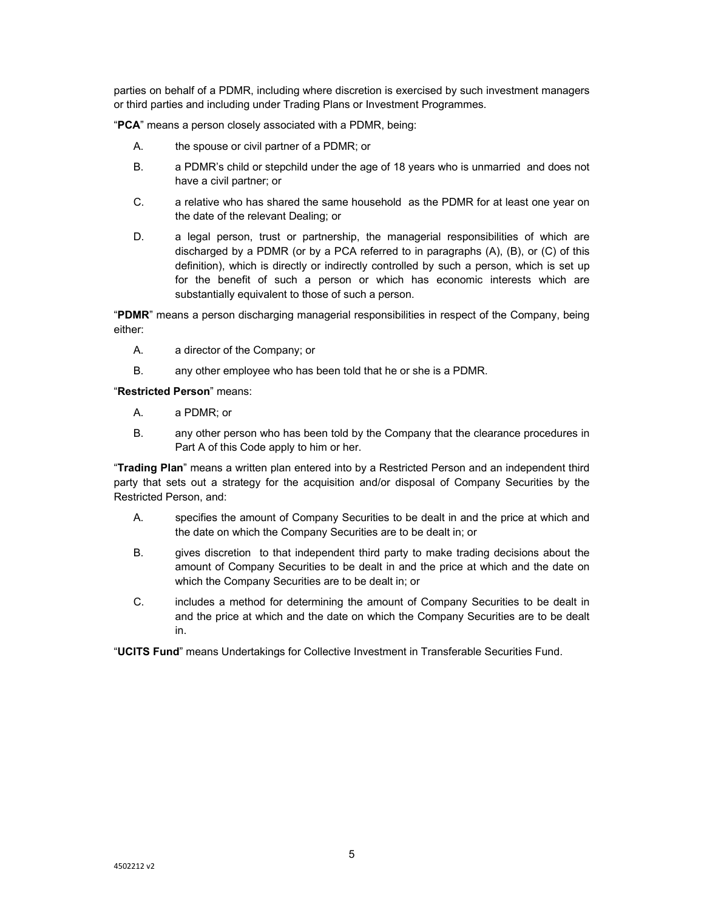parties on behalf of a PDMR, including where discretion is exercised by such investment managers or third parties and including under Trading Plans or Investment Programmes.

"**PCA**" means a person closely associated with a PDMR, being:

A. the spouse or civil partner of a PDMR; or

B. a PDMR's child or stepchild under the age of 18 years who is unmarried and does not have a civil partner; or

C. a relative who has shared the same household as the PDMR for at least one year on the date of the relevant Dealing; or

D. a legal person, trust or partnership, the managerial responsibilities of which are discharged by a PDMR (or by a PCA referred to in paragraphs (A), (B), or (C) of this definition), which is directly or indirectly controlled by such a person, which is set up for the benefit of such a person or which has economic interests which are substantially equivalent to those of such a person.

"**PDMR**" means a person discharging managerial responsibilities in respect of the Company, being either:

A. a director of the Company; or

B. any other employee who has been told that he or she is a PDMR.

"**Restricted Person**" means:

A. a PDMR; or

B. any other person who has been told by the Company that the clearance procedures in Part A of this Code apply to him or her.

"**Trading Plan**" means a written plan entered into by a Restricted Person and an independent third party that sets out a strategy for the acquisition and/or disposal of Company Securities by the Restricted Person, and:

A. specifies the amount of Company Securities to be dealt in and the price at which and the date on which the Company Securities are to be dealt in; or

B. gives discretion to that independent third party to make trading decisions about the amount of Company Securities to be dealt in and the price at which and the date on which the Company Securities are to be dealt in; or

C. includes a method for determining the amount of Company Securities to be dealt in and the price at which and the date on which the Company Securities are to be dealt in.

"**UCITS Fund**" means Undertakings for Collective Investment in Transferable Securities Fund.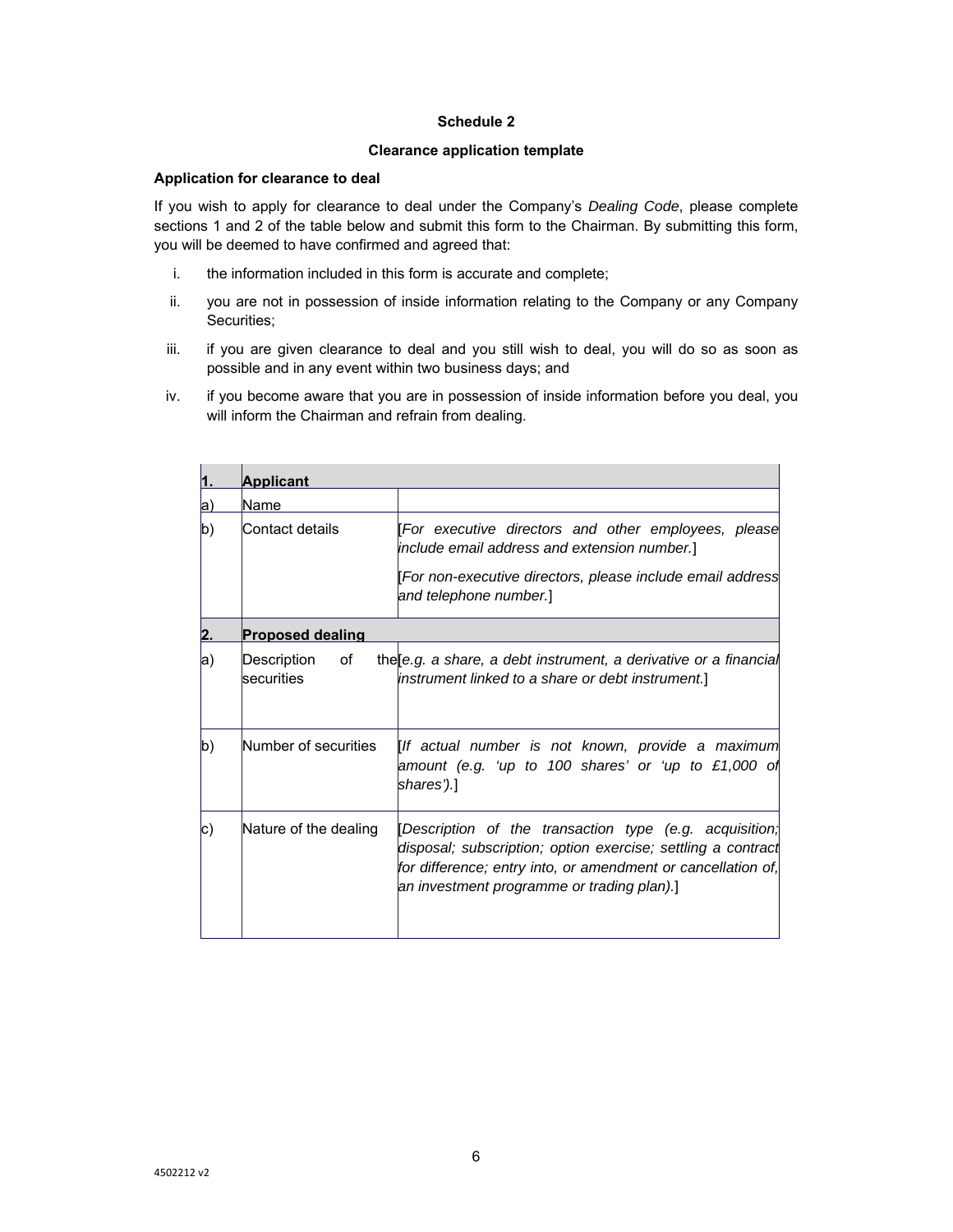**Schedule 2**

**Clearance application template**

**Application for clearance to deal**

If you wish to apply for clearance to deal under the Company's *Dealing Code*, please complete sections 1 and 2 of the table below and submit this form to the Chairman. By submitting this form, you will be deemed to have confirmed and agreed that:

i. the information included in this form is accurate and complete;

ii. you are not in possession of inside information relating to the Company or any Company Securities;

iii. if you are given clearance to deal and you still wish to deal, you will do so as soon as possible and in any event within two business days; and

iv. if you become aware that you are in possession of inside information before you deal, you will inform the Chairman and refrain from dealing.

| **1.** | **Applicant** | |
|---|---|---|
| a) | Name | |
| b) | Contact details | [*For executive directors and other employees, please include email address and extension number.*] [*For non-executive directors, please include email address and telephone number.*] |
| **2.** | **Proposed dealing** | |
| a) | Description of the securities | [*e.g. a share, a debt instrument, a derivative or a financial instrument linked to a share or debt instrument.*] |
| b) | Number of securities | [*If actual number is not known, provide a maximum amount (e.g. 'up to 100 shares' or 'up to £1,000 of shares').*] |
| c) | Nature of the dealing | [*Description of the transaction type (e.g. acquisition; disposal; subscription; option exercise; settling a contract for difference; entry into, or amendment or cancellation of, an investment programme or trading plan).*] |

4502212 v2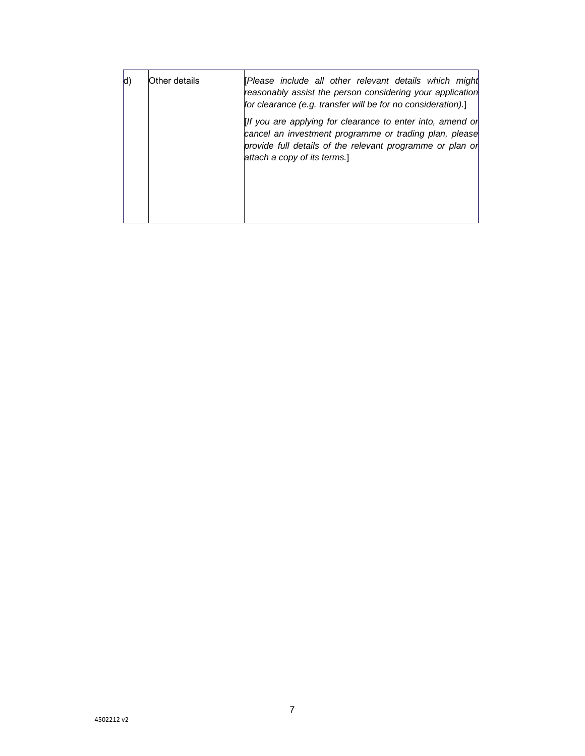| | | |
|---|---|---|
| d) | Other details | [*Please include all other relevant details which might reasonably assist the person considering your application for clearance (e.g. transfer will be for no consideration).*]<br><br>[*If you are applying for clearance to enter into, amend or cancel an investment programme or trading plan, please provide full details of the relevant programme or plan or attach a copy of its terms.*] |

4502212 v2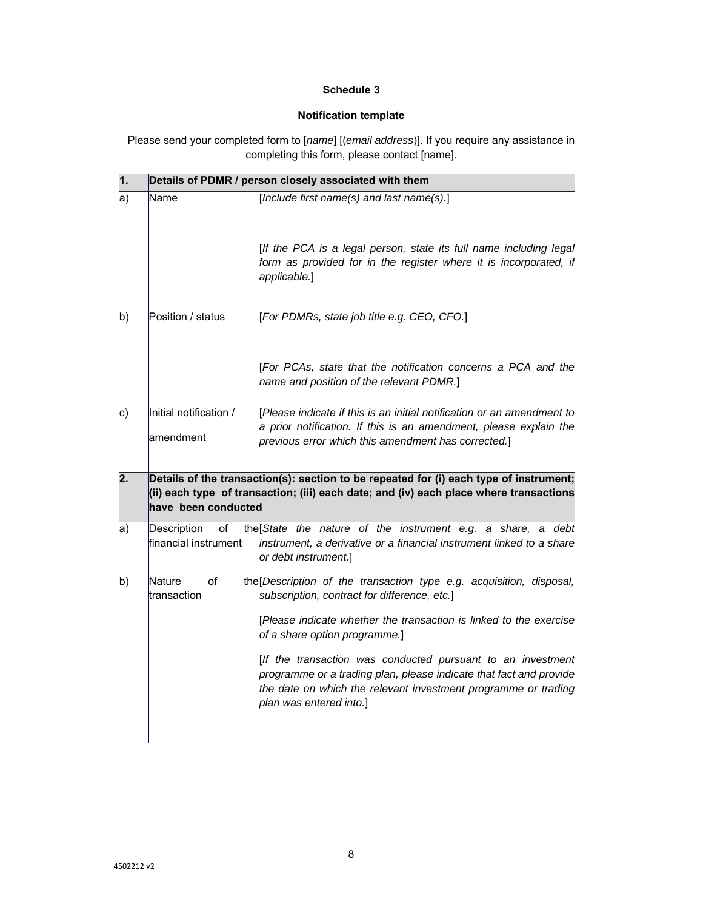**Schedule 3**

**Notification template**

Please send your completed form to [*name*] [(*email address*)]. If you require any assistance in completing this form, please contact [name].

| **1.** | **Details of PDMR / person closely associated with them** | |
|---|---|---|
| a) | Name | [*Include first name(s) and last name(s).*]<br><br>[*If the PCA is a legal person, state its full name including legal form as provided for in the register where it is incorporated, if applicable.*] |
| b) | Position / status | [*For PDMRs, state job title e.g. CEO, CFO.*]<br><br>[*For PCAs, state that the notification concerns a PCA and the name and position of the relevant PDMR.*] |
| c) | Initial notification / amendment | [*Please indicate if this is an initial notification or an amendment to a prior notification. If this is an amendment, please explain the previous error which this amendment has corrected.*] |
| **2.** | **Details of the transaction(s): section to be repeated for (i) each type of instrument; (ii) each type of transaction; (iii) each date; and (iv) each place where transactions have been conducted** | |
| a) | Description of the financial instrument | [*State the nature of the instrument e.g. a share, a debt instrument, a derivative or a financial instrument linked to a share or debt instrument.*] |
| b) | Nature of the transaction | [*Description of the transaction type e.g. acquisition, disposal, subscription, contract for difference, etc.*]<br><br>[*Please indicate whether the transaction is linked to the exercise of a share option programme.*]<br><br>[*If the transaction was conducted pursuant to an investment programme or a trading plan, please indicate that fact and provide the date on which the relevant investment programme or trading plan was entered into.*] |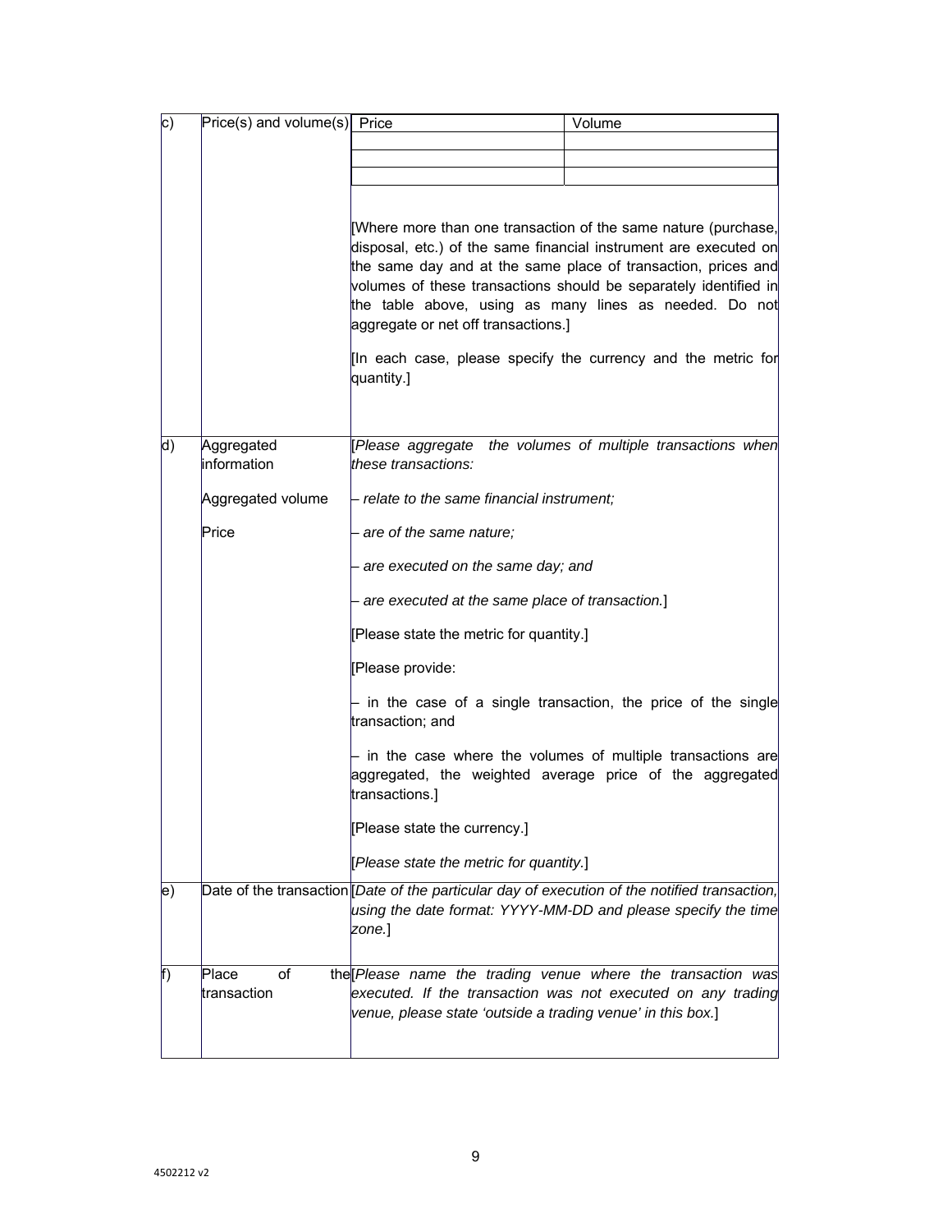| | | |
|---|---|---|
| c) | Price(s) and volume(s) | <table><tr><td>Price</td><td>Volume</td></tr><tr><td></td><td></td></tr><tr><td></td><td></td></tr><tr><td></td><td></td></tr></table> [Where more than one transaction of the same nature (purchase, disposal, etc.) of the same financial instrument are executed on the same day and at the same place of transaction, prices and volumes of these transactions should be separately identified in the table above, using as many lines as needed. Do not aggregate or net off transactions.]<br><br>[In each case, please specify the currency and the metric for quantity.] |
| d) | Aggregated information<br><br>Aggregated volume<br><br>Price | [*Please aggregate the volumes of multiple transactions when these transactions:*<br><br>*– relate to the same financial instrument;*<br><br>*– are of the same nature;*<br><br>*– are executed on the same day; and*<br><br>*– are executed at the same place of transaction.*]<br><br>[Please state the metric for quantity.]<br><br>[Please provide:<br><br>– in the case of a single transaction, the price of the single transaction; and<br><br>– in the case where the volumes of multiple transactions are aggregated, the weighted average price of the aggregated transactions.]<br><br>[Please state the currency.]<br><br>[*Please state the metric for quantity.*] |
| e) | Date of the transaction | [*Date of the particular day of execution of the notified transaction, using the date format: YYYY-MM-DD and please specify the time zone.*] |
| f) | Place of the transaction | [*Please name the trading venue where the transaction was executed. If the transaction was not executed on any trading venue, please state 'outside a trading venue' in this box.*] |

4502212 v2